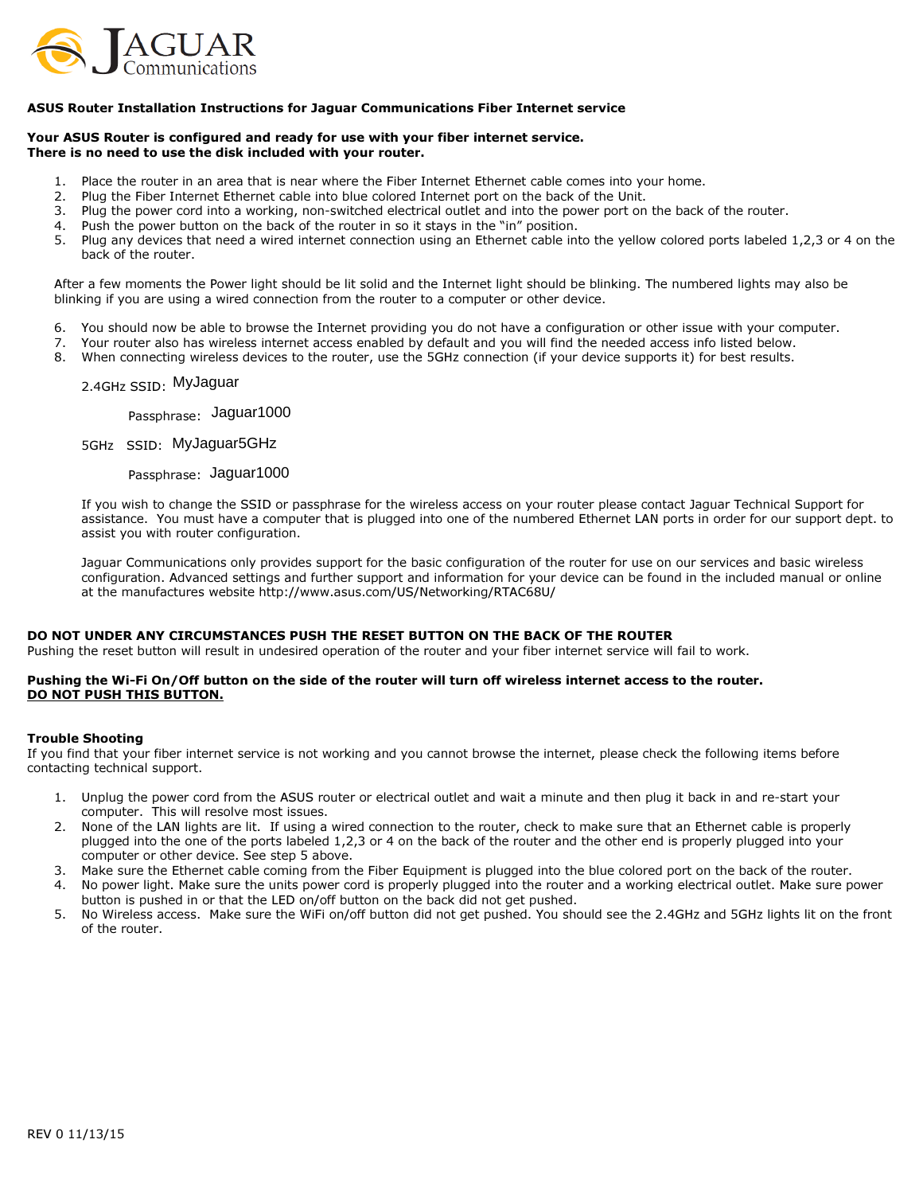JAGUAR Communications

**ASUS Router Installation Instructions for Jaguar Communications Fiber Internet service**

**Your ASUS Router is configured and ready for use with your fiber internet service.**
**There is no need to use the disk included with your router.**

1. Place the router in an area that is near where the Fiber Internet Ethernet cable comes into your home.
2. Plug the Fiber Internet Ethernet cable into blue colored Internet port on the back of the Unit.
3. Plug the power cord into a working, non-switched electrical outlet and into the power port on the back of the router.
4. Push the power button on the back of the router in so it stays in the "in" position.
5. Plug any devices that need a wired internet connection using an Ethernet cable into the yellow colored ports labeled 1,2,3 or 4 on the back of the router.

After a few moments the Power light should be lit solid and the Internet light should be blinking. The numbered lights may also be blinking if you are using a wired connection from the router to a computer or other device.

6. You should now be able to browse the Internet providing you do not have a configuration or other issue with your computer.
7. Your router also has wireless internet access enabled by default and you will find the needed access info listed below.
8. When connecting wireless devices to the router, use the 5GHz connection (if your device supports it) for best results.

2.4GHz SSID: MyJaguar

Passphrase: Jaguar1000

5GHz SSID: MyJaguar5GHz

Passphrase: Jaguar1000

If you wish to change the SSID or passphrase for the wireless access on your router please contact Jaguar Technical Support for assistance. You must have a computer that is plugged into one of the numbered Ethernet LAN ports in order for our support dept. to assist you with router configuration.

Jaguar Communications only provides support for the basic configuration of the router for use on our services and basic wireless configuration. Advanced settings and further support and information for your device can be found in the included manual or online at the manufactures website http://www.asus.com/US/Networking/RTAC68U/

**DO NOT UNDER ANY CIRCUMSTANCES PUSH THE RESET BUTTON ON THE BACK OF THE ROUTER**
Pushing the reset button will result in undesired operation of the router and your fiber internet service will fail to work.

**Pushing the Wi-Fi On/Off button on the side of the router will turn off wireless internet access to the router.**
**<u>DO NOT PUSH THIS BUTTON.</u>**

**Trouble Shooting**
If you find that your fiber internet service is not working and you cannot browse the internet, please check the following items before contacting technical support.

1. Unplug the power cord from the ASUS router or electrical outlet and wait a minute and then plug it back in and re-start your computer. This will resolve most issues.
2. None of the LAN lights are lit. If using a wired connection to the router, check to make sure that an Ethernet cable is properly plugged into the one of the ports labeled 1,2,3 or 4 on the back of the router and the other end is properly plugged into your computer or other device. See step 5 above.
3. Make sure the Ethernet cable coming from the Fiber Equipment is plugged into the blue colored port on the back of the router.
4. No power light. Make sure the units power cord is properly plugged into the router and a working electrical outlet. Make sure power button is pushed in or that the LED on/off button on the back did not get pushed.
5. No Wireless access. Make sure the WiFi on/off button did not get pushed. You should see the 2.4GHz and 5GHz lights lit on the front of the router.

REV 0 11/13/15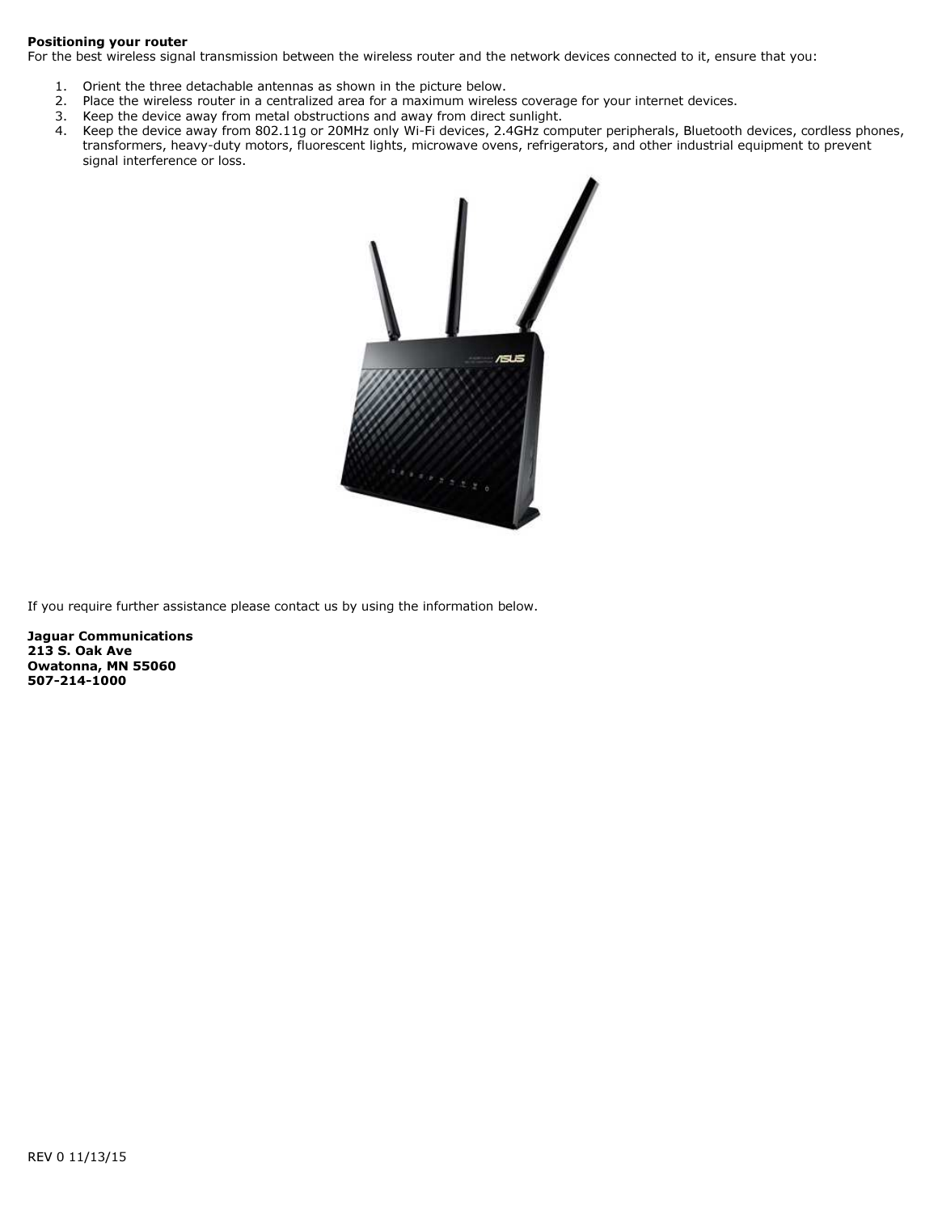**Positioning your router**

For the best wireless signal transmission between the wireless router and the network devices connected to it, ensure that you:

1. Orient the three detachable antennas as shown in the picture below.
2. Place the wireless router in a centralized area for a maximum wireless coverage for your internet devices.
3. Keep the device away from metal obstructions and away from direct sunlight.
4. Keep the device away from 802.11g or 20MHz only Wi-Fi devices, 2.4GHz computer peripherals, Bluetooth devices, cordless phones, transformers, heavy-duty motors, fluorescent lights, microwave ovens, refrigerators, and other industrial equipment to prevent signal interference or loss.

If you require further assistance please contact us by using the information below.

**Jaguar Communications**
**213 S. Oak Ave**
**Owatonna, MN 55060**
**507-214-1000**

REV 0 11/13/15